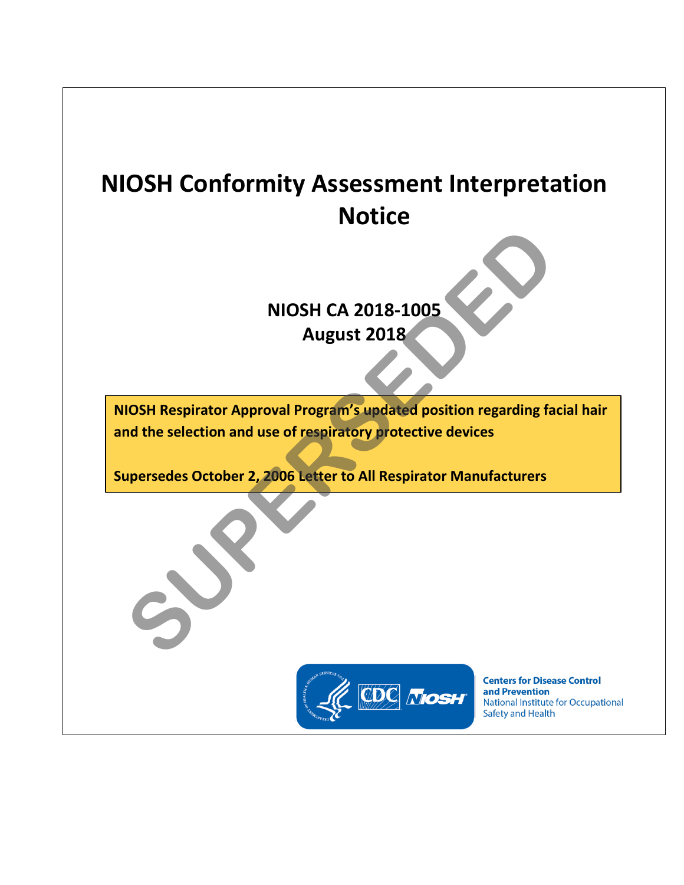# NIOSH Conformity Assessment Interpretation Notice

**NIOSH CA 2018-1005**
**August 2018**

SUPERSEDED

**NIOSH Respirator Approval Program's updated position regarding facial hair and the selection and use of respiratory protective devices**

**Supersedes October 2, 2006 Letter to All Respirator Manufacturers**

**Centers for Disease Control and Prevention**
National Institute for Occupational Safety and Health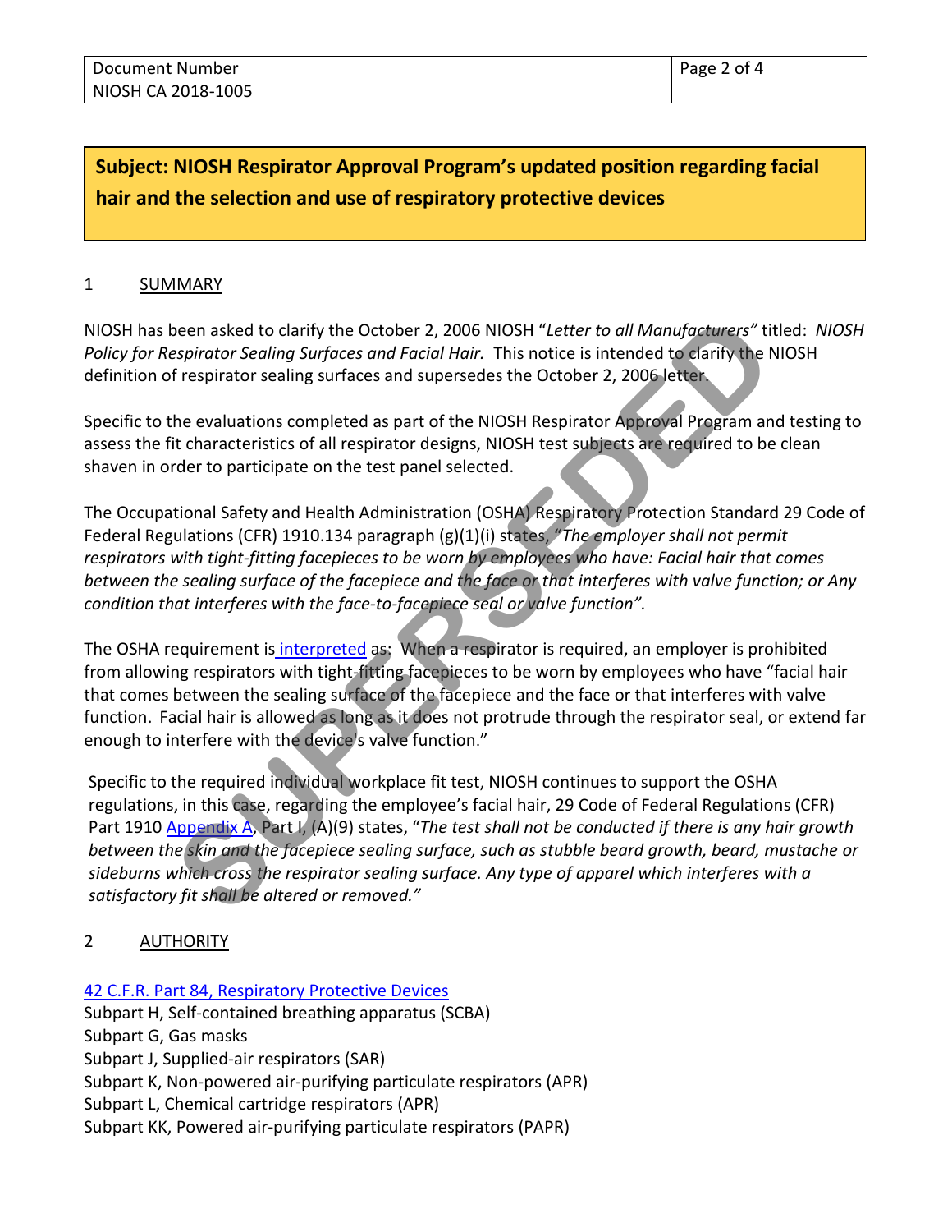**Subject: NIOSH Respirator Approval Program's updated position regarding facial hair and the selection and use of respiratory protective devices**

## 1 SUMMARY

NIOSH has been asked to clarify the October 2, 2006 NIOSH "*Letter to all Manufacturers"* titled: *NIOSH Policy for Respirator Sealing Surfaces and Facial Hair.* This notice is intended to clarify the NIOSH definition of respirator sealing surfaces and supersedes the October 2, 2006 letter.

Specific to the evaluations completed as part of the NIOSH Respirator Approval Program and testing to assess the fit characteristics of all respirator designs, NIOSH test subjects are required to be clean shaven in order to participate on the test panel selected.

The Occupational Safety and Health Administration (OSHA) Respiratory Protection Standard 29 Code of Federal Regulations (CFR) 1910.134 paragraph (g)(1)(i) states, *"The employer shall not permit respirators with tight-fitting facepieces to be worn by employees who have: Facial hair that comes between the sealing surface of the facepiece and the face or that interferes with valve function; or Any condition that interferes with the face-to-facepiece seal or valve function".*

The OSHA requirement is interpreted as: When a respirator is required, an employer is prohibited from allowing respirators with tight-fitting facepieces to be worn by employees who have "facial hair that comes between the sealing surface of the facepiece and the face or that interferes with valve function. Facial hair is allowed as long as it does not protrude through the respirator seal, or extend far enough to interfere with the device's valve function."

Specific to the required individual workplace fit test, NIOSH continues to support the OSHA regulations, in this case, regarding the employee's facial hair, 29 Code of Federal Regulations (CFR) Part 1910 Appendix A, Part I, (A)(9) states, "*The test shall not be conducted if there is any hair growth between the skin and the facepiece sealing surface, such as stubble beard growth, beard, mustache or sideburns which cross the respirator sealing surface. Any type of apparel which interferes with a satisfactory fit shall be altered or removed."*

## 2 AUTHORITY

42 C.F.R. Part 84, Respiratory Protective Devices
Subpart H, Self-contained breathing apparatus (SCBA)
Subpart G, Gas masks
Subpart J, Supplied-air respirators (SAR)
Subpart K, Non-powered air-purifying particulate respirators (APR)
Subpart L, Chemical cartridge respirators (APR)
Subpart KK, Powered air-purifying particulate respirators (PAPR)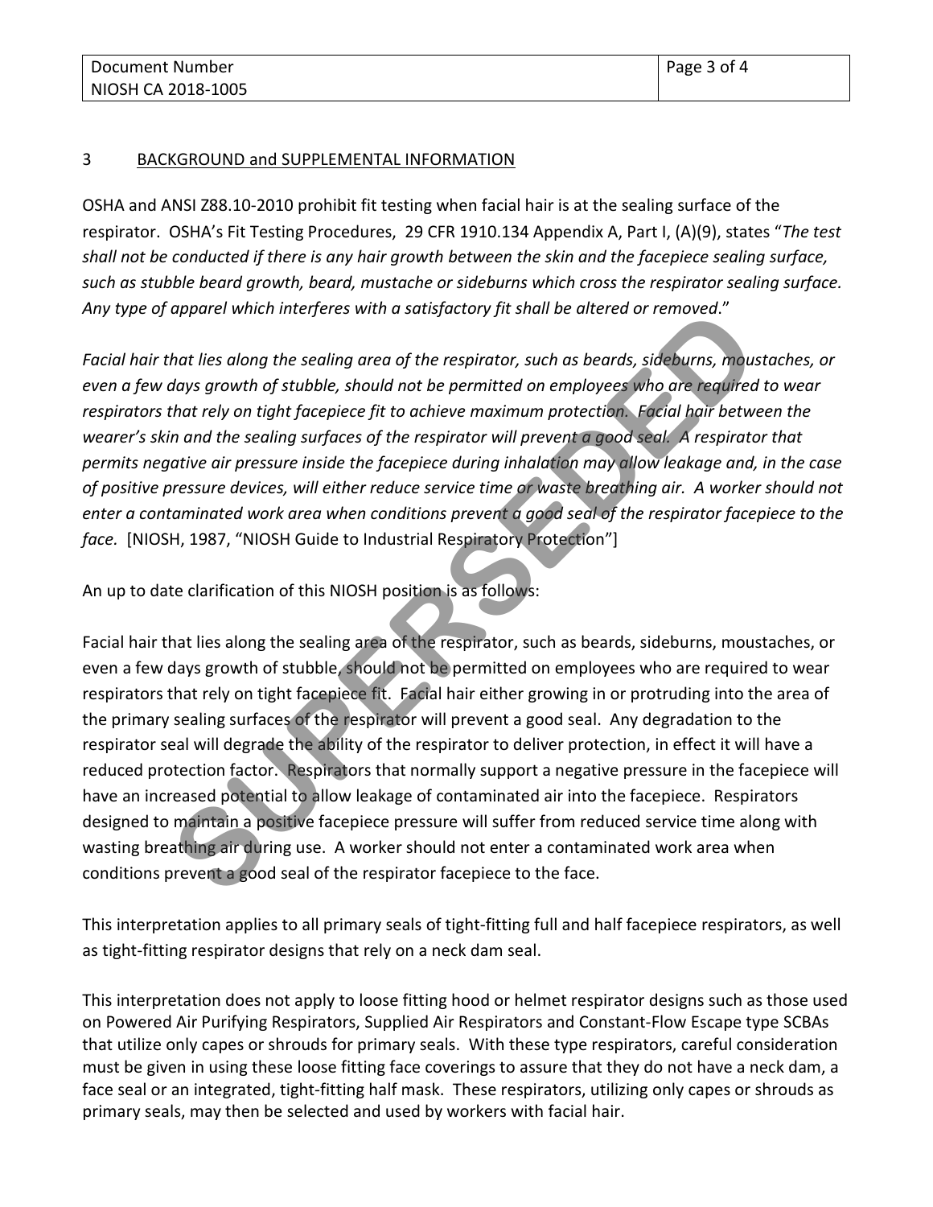## 3 BACKGROUND and SUPPLEMENTAL INFORMATION

OSHA and ANSI Z88.10-2010 prohibit fit testing when facial hair is at the sealing surface of the respirator. OSHA's Fit Testing Procedures, 29 CFR 1910.134 Appendix A, Part I, (A)(9), states "*The test shall not be conducted if there is any hair growth between the skin and the facepiece sealing surface, such as stubble beard growth, beard, mustache or sideburns which cross the respirator sealing surface. Any type of apparel which interferes with a satisfactory fit shall be altered or removed*."

*Facial hair that lies along the sealing area of the respirator, such as beards, sideburns, moustaches, or even a few days growth of stubble, should not be permitted on employees who are required to wear respirators that rely on tight facepiece fit to achieve maximum protection. Facial hair between the wearer's skin and the sealing surfaces of the respirator will prevent a good seal. A respirator that permits negative air pressure inside the facepiece during inhalation may allow leakage and, in the case of positive pressure devices, will either reduce service time or waste breathing air. A worker should not enter a contaminated work area when conditions prevent a good seal of the respirator facepiece to the face.* [NIOSH, 1987, "NIOSH Guide to Industrial Respiratory Protection"]

An up to date clarification of this NIOSH position is as follows:

Facial hair that lies along the sealing area of the respirator, such as beards, sideburns, moustaches, or even a few days growth of stubble, should not be permitted on employees who are required to wear respirators that rely on tight facepiece fit. Facial hair either growing in or protruding into the area of the primary sealing surfaces of the respirator will prevent a good seal. Any degradation to the respirator seal will degrade the ability of the respirator to deliver protection, in effect it will have a reduced protection factor. Respirators that normally support a negative pressure in the facepiece will have an increased potential to allow leakage of contaminated air into the facepiece. Respirators designed to maintain a positive facepiece pressure will suffer from reduced service time along with wasting breathing air during use. A worker should not enter a contaminated work area when conditions prevent a good seal of the respirator facepiece to the face.

This interpretation applies to all primary seals of tight-fitting full and half facepiece respirators, as well as tight-fitting respirator designs that rely on a neck dam seal.

This interpretation does not apply to loose fitting hood or helmet respirator designs such as those used on Powered Air Purifying Respirators, Supplied Air Respirators and Constant-Flow Escape type SCBAs that utilize only capes or shrouds for primary seals. With these type respirators, careful consideration must be given in using these loose fitting face coverings to assure that they do not have a neck dam, a face seal or an integrated, tight-fitting half mask. These respirators, utilizing only capes or shrouds as primary seals, may then be selected and used by workers with facial hair.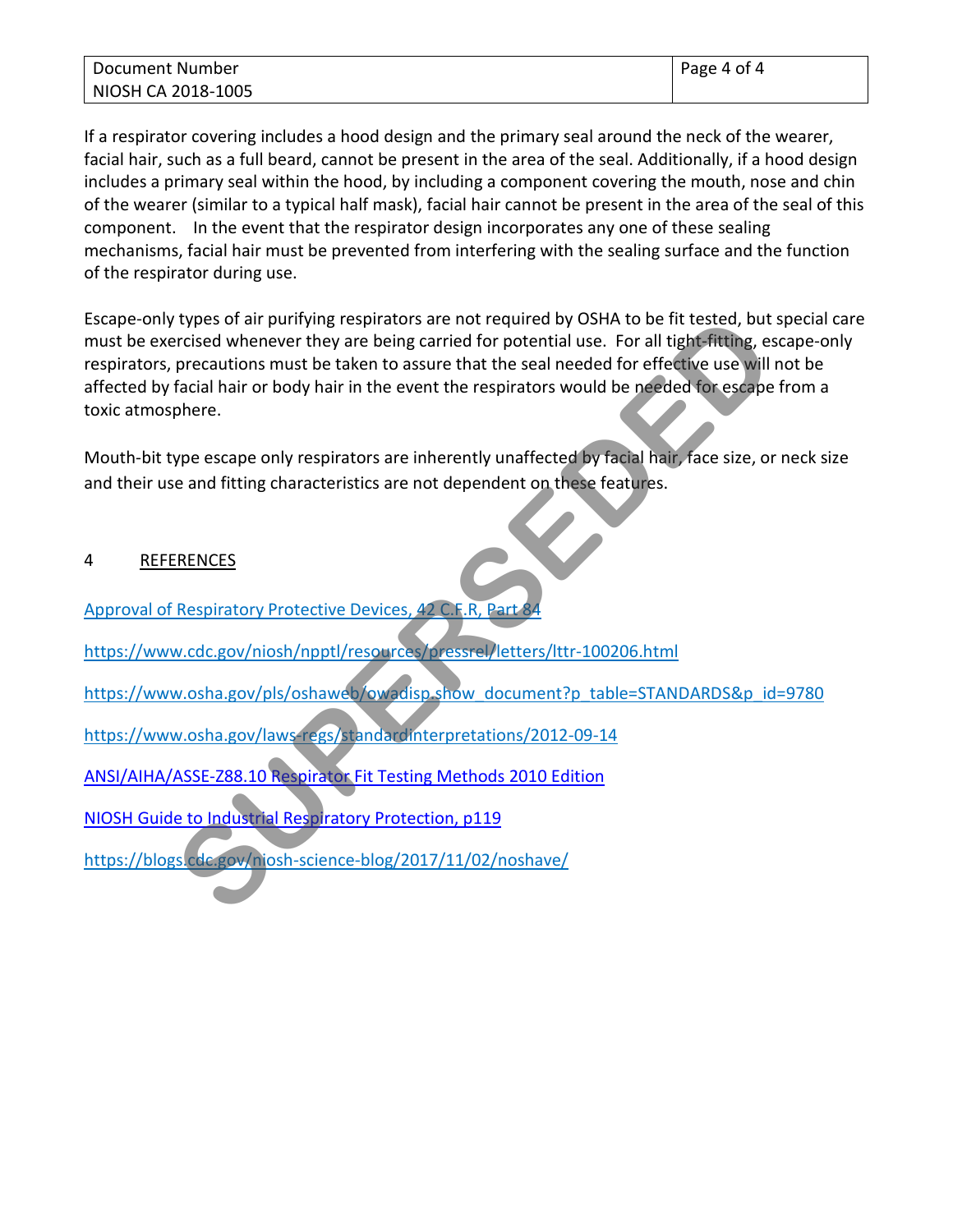If a respirator covering includes a hood design and the primary seal around the neck of the wearer, facial hair, such as a full beard, cannot be present in the area of the seal. Additionally, if a hood design includes a primary seal within the hood, by including a component covering the mouth, nose and chin of the wearer (similar to a typical half mask), facial hair cannot be present in the area of the seal of this component. In the event that the respirator design incorporates any one of these sealing mechanisms, facial hair must be prevented from interfering with the sealing surface and the function of the respirator during use.

Escape-only types of air purifying respirators are not required by OSHA to be fit tested, but special care must be exercised whenever they are being carried for potential use. For all tight-fitting, escape-only respirators, precautions must be taken to assure that the seal needed for effective use will not be affected by facial hair or body hair in the event the respirators would be needed for escape from a toxic atmosphere.

Mouth-bit type escape only respirators are inherently unaffected by facial hair, face size, or neck size and their use and fitting characteristics are not dependent on these features.

## 4 REFERENCES

Approval of Respiratory Protective Devices, 42 C.F.R, Part 84

https://www.cdc.gov/niosh/npptl/resources/pressrel/letters/lttr-100206.html

https://www.osha.gov/pls/oshaweb/owadisp.show_document?p_table=STANDARDS&p_id=9780

https://www.osha.gov/laws-regs/standardinterpretations/2012-09-14

ANSI/AIHA/ASSE-Z88.10 Respirator Fit Testing Methods 2010 Edition

NIOSH Guide to Industrial Respiratory Protection, p119

https://blogs.cdc.gov/niosh-science-blog/2017/11/02/noshave/

SUPERSEDED